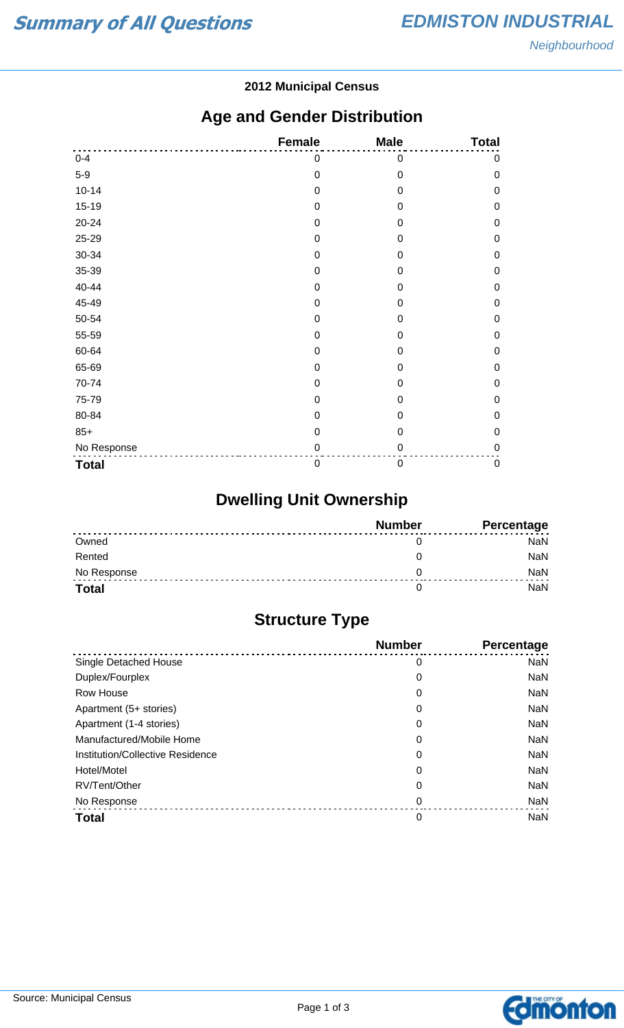# Summary of All Questions

## EDMISTON INDUSTRIAL

*Neighbourhood*

**2012 Municipal Census**

## Age and Gender Distribution

| | Female | Male | Total |
|---|---|---|---|
| 0-4 | 0 | 0 | 0 |
| 5-9 | 0 | 0 | 0 |
| 10-14 | 0 | 0 | 0 |
| 15-19 | 0 | 0 | 0 |
| 20-24 | 0 | 0 | 0 |
| 25-29 | 0 | 0 | 0 |
| 30-34 | 0 | 0 | 0 |
| 35-39 | 0 | 0 | 0 |
| 40-44 | 0 | 0 | 0 |
| 45-49 | 0 | 0 | 0 |
| 50-54 | 0 | 0 | 0 |
| 55-59 | 0 | 0 | 0 |
| 60-64 | 0 | 0 | 0 |
| 65-69 | 0 | 0 | 0 |
| 70-74 | 0 | 0 | 0 |
| 75-79 | 0 | 0 | 0 |
| 80-84 | 0 | 0 | 0 |
| 85+ | 0 | 0 | 0 |
| No Response | 0 | 0 | 0 |
| **Total** | 0 | 0 | 0 |

## Dwelling Unit Ownership

| | Number | Percentage |
|---|---|---|
| Owned | 0 | NaN |
| Rented | 0 | NaN |
| No Response | 0 | NaN |
| **Total** | 0 | NaN |

## Structure Type

| | Number | Percentage |
|---|---|---|
| Single Detached House | 0 | NaN |
| Duplex/Fourplex | 0 | NaN |
| Row House | 0 | NaN |
| Apartment (5+ stories) | 0 | NaN |
| Apartment (1-4 stories) | 0 | NaN |
| Manufactured/Mobile Home | 0 | NaN |
| Institution/Collective Residence | 0 | NaN |
| Hotel/Motel | 0 | NaN |
| RV/Tent/Other | 0 | NaN |
| No Response | 0 | NaN |
| **Total** | 0 | NaN |

Source: Municipal Census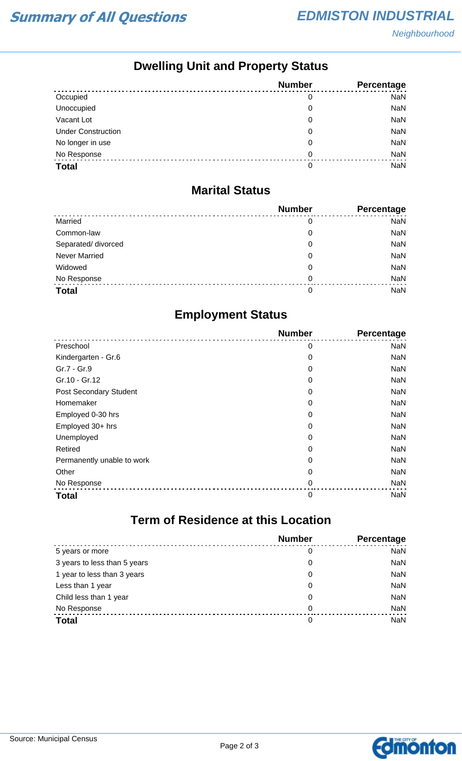## Dwelling Unit and Property Status

| | Number | Percentage |
|---|---|---|
| Occupied | 0 | NaN |
| Unoccupied | 0 | NaN |
| Vacant Lot | 0 | NaN |
| Under Construction | 0 | NaN |
| No longer in use | 0 | NaN |
| No Response | 0 | NaN |
| **Total** | 0 | NaN |

## Marital Status

| | Number | Percentage |
|---|---|---|
| Married | 0 | NaN |
| Common-law | 0 | NaN |
| Separated/ divorced | 0 | NaN |
| Never Married | 0 | NaN |
| Widowed | 0 | NaN |
| No Response | 0 | NaN |
| **Total** | 0 | NaN |

## Employment Status

| | Number | Percentage |
|---|---|---|
| Preschool | 0 | NaN |
| Kindergarten - Gr.6 | 0 | NaN |
| Gr.7 - Gr.9 | 0 | NaN |
| Gr.10 - Gr.12 | 0 | NaN |
| Post Secondary Student | 0 | NaN |
| Homemaker | 0 | NaN |
| Employed 0-30 hrs | 0 | NaN |
| Employed 30+ hrs | 0 | NaN |
| Unemployed | 0 | NaN |
| Retired | 0 | NaN |
| Permanently unable to work | 0 | NaN |
| Other | 0 | NaN |
| No Response | 0 | NaN |
| **Total** | 0 | NaN |

## Term of Residence at this Location

| | Number | Percentage |
|---|---|---|
| 5 years or more | 0 | NaN |
| 3 years to less than 5 years | 0 | NaN |
| 1 year to less than 3 years | 0 | NaN |
| Less than 1 year | 0 | NaN |
| Child less than 1 year | 0 | NaN |
| No Response | 0 | NaN |
| **Total** | 0 | NaN |

Source: Municipal Census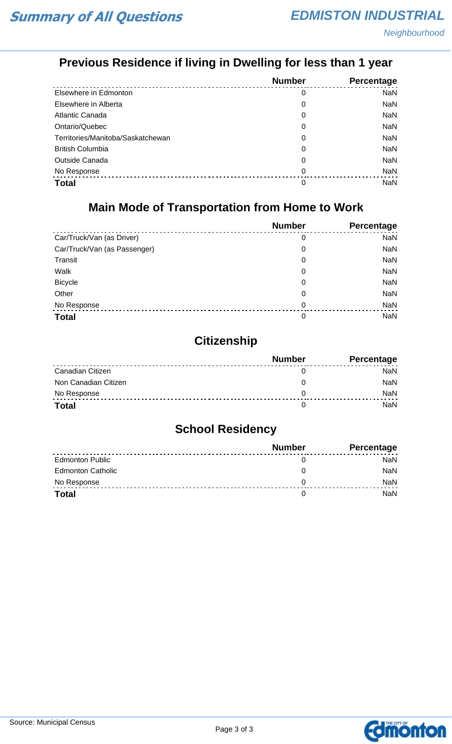## Previous Residence if living in Dwelling for less than 1 year

| | Number | Percentage |
|---|---|---|
| Elsewhere in Edmonton | 0 | NaN |
| Elsewhere in Alberta | 0 | NaN |
| Atlantic Canada | 0 | NaN |
| Ontario/Quebec | 0 | NaN |
| Territories/Manitoba/Saskatchewan | 0 | NaN |
| British Columbia | 0 | NaN |
| Outside Canada | 0 | NaN |
| No Response | 0 | NaN |
| **Total** | 0 | NaN |

## Main Mode of Transportation from Home to Work

| | Number | Percentage |
|---|---|---|
| Car/Truck/Van (as Driver) | 0 | NaN |
| Car/Truck/Van (as Passenger) | 0 | NaN |
| Transit | 0 | NaN |
| Walk | 0 | NaN |
| Bicycle | 0 | NaN |
| Other | 0 | NaN |
| No Response | 0 | NaN |
| **Total** | 0 | NaN |

## Citizenship

| | Number | Percentage |
|---|---|---|
| Canadian Citizen | 0 | NaN |
| Non Canadian Citizen | 0 | NaN |
| No Response | 0 | NaN |
| **Total** | 0 | NaN |

## School Residency

| | Number | Percentage |
|---|---|---|
| Edmonton Public | 0 | NaN |
| Edmonton Catholic | 0 | NaN |
| No Response | 0 | NaN |
| **Total** | 0 | NaN |

Source: Municipal Census